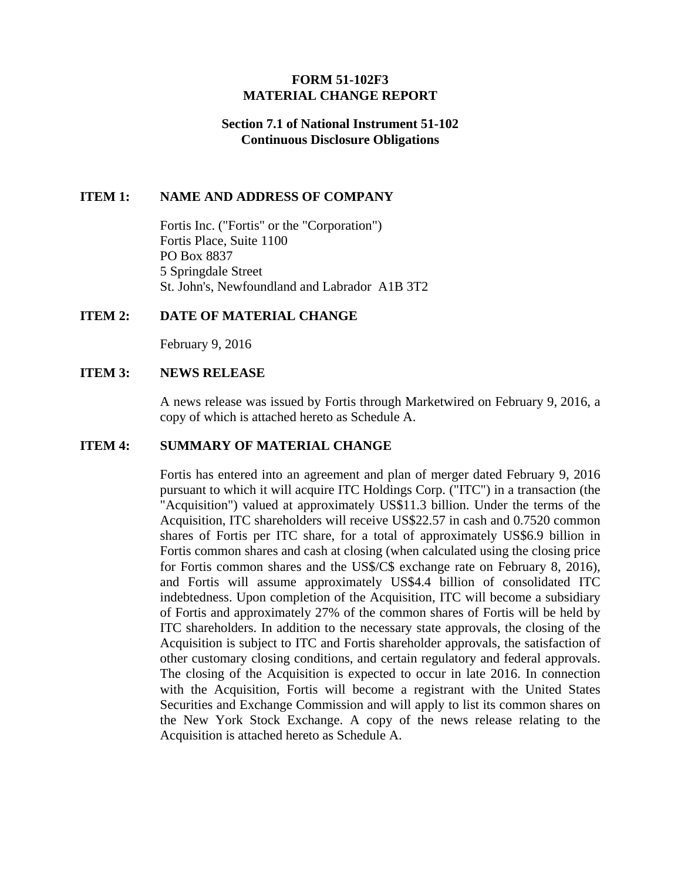# FORM 51-102F3
# MATERIAL CHANGE REPORT

## Section 7.1 of National Instrument 51-102
## Continuous Disclosure Obligations

### ITEM 1: NAME AND ADDRESS OF COMPANY

Fortis Inc. ("Fortis" or the "Corporation")
Fortis Place, Suite 1100
PO Box 8837
5 Springdale Street
St. John's, Newfoundland and Labrador A1B 3T2

### ITEM 2: DATE OF MATERIAL CHANGE

February 9, 2016

### ITEM 3: NEWS RELEASE

A news release was issued by Fortis through Marketwired on February 9, 2016, a copy of which is attached hereto as Schedule A.

### ITEM 4: SUMMARY OF MATERIAL CHANGE

Fortis has entered into an agreement and plan of merger dated February 9, 2016 pursuant to which it will acquire ITC Holdings Corp. ("ITC") in a transaction (the "Acquisition") valued at approximately US$11.3 billion. Under the terms of the Acquisition, ITC shareholders will receive US$22.57 in cash and 0.7520 common shares of Fortis per ITC share, for a total of approximately US$6.9 billion in Fortis common shares and cash at closing (when calculated using the closing price for Fortis common shares and the US$/C$ exchange rate on February 8, 2016), and Fortis will assume approximately US$4.4 billion of consolidated ITC indebtedness. Upon completion of the Acquisition, ITC will become a subsidiary of Fortis and approximately 27% of the common shares of Fortis will be held by ITC shareholders. In addition to the necessary state approvals, the closing of the Acquisition is subject to ITC and Fortis shareholder approvals, the satisfaction of other customary closing conditions, and certain regulatory and federal approvals. The closing of the Acquisition is expected to occur in late 2016. In connection with the Acquisition, Fortis will become a registrant with the United States Securities and Exchange Commission and will apply to list its common shares on the New York Stock Exchange. A copy of the news release relating to the Acquisition is attached hereto as Schedule A.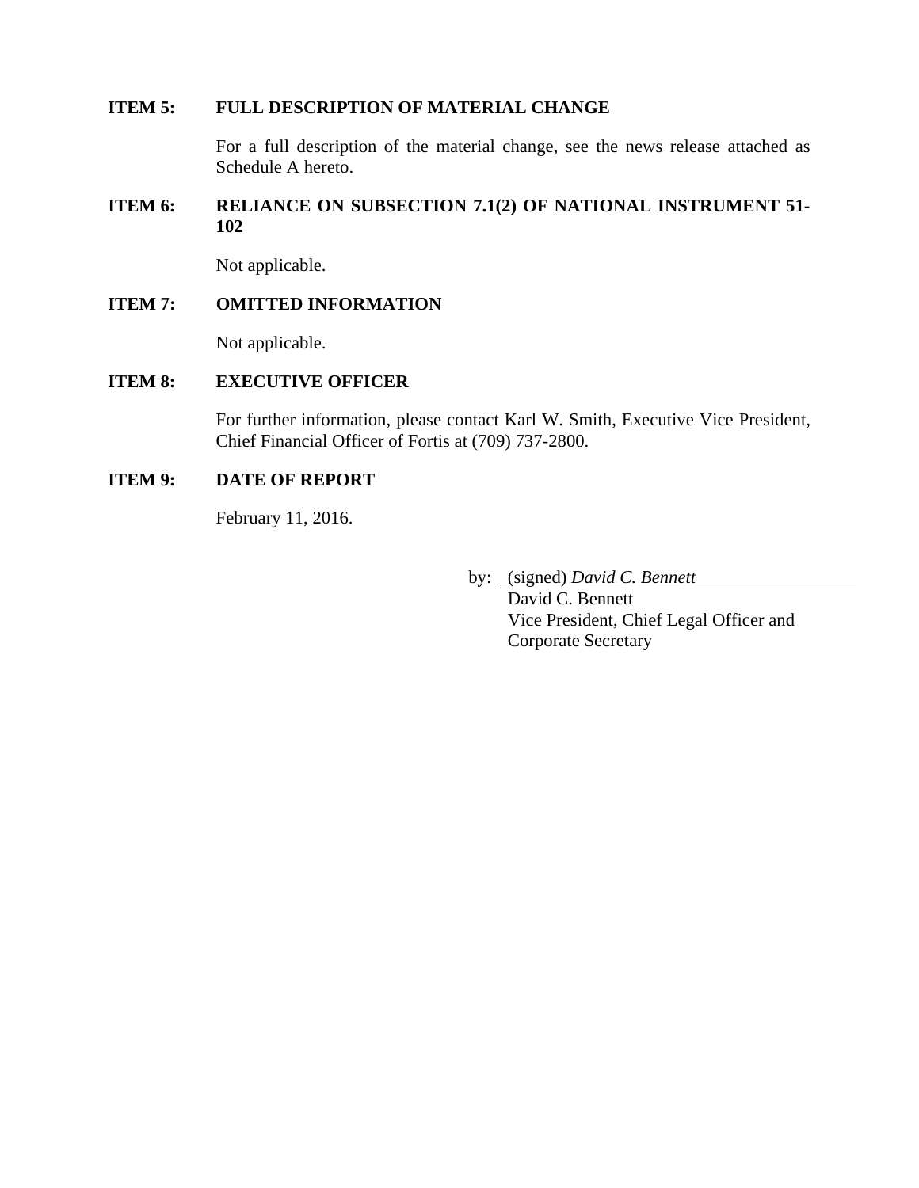**ITEM 5: FULL DESCRIPTION OF MATERIAL CHANGE**

For a full description of the material change, see the news release attached as Schedule A hereto.

**ITEM 6: RELIANCE ON SUBSECTION 7.1(2) OF NATIONAL INSTRUMENT 51-102**

Not applicable.

**ITEM 7: OMITTED INFORMATION**

Not applicable.

**ITEM 8: EXECUTIVE OFFICER**

For further information, please contact Karl W. Smith, Executive Vice President, Chief Financial Officer of Fortis at (709) 737-2800.

**ITEM 9: DATE OF REPORT**

February 11, 2016.

by: (signed) *David C. Bennett*
David C. Bennett
Vice President, Chief Legal Officer and Corporate Secretary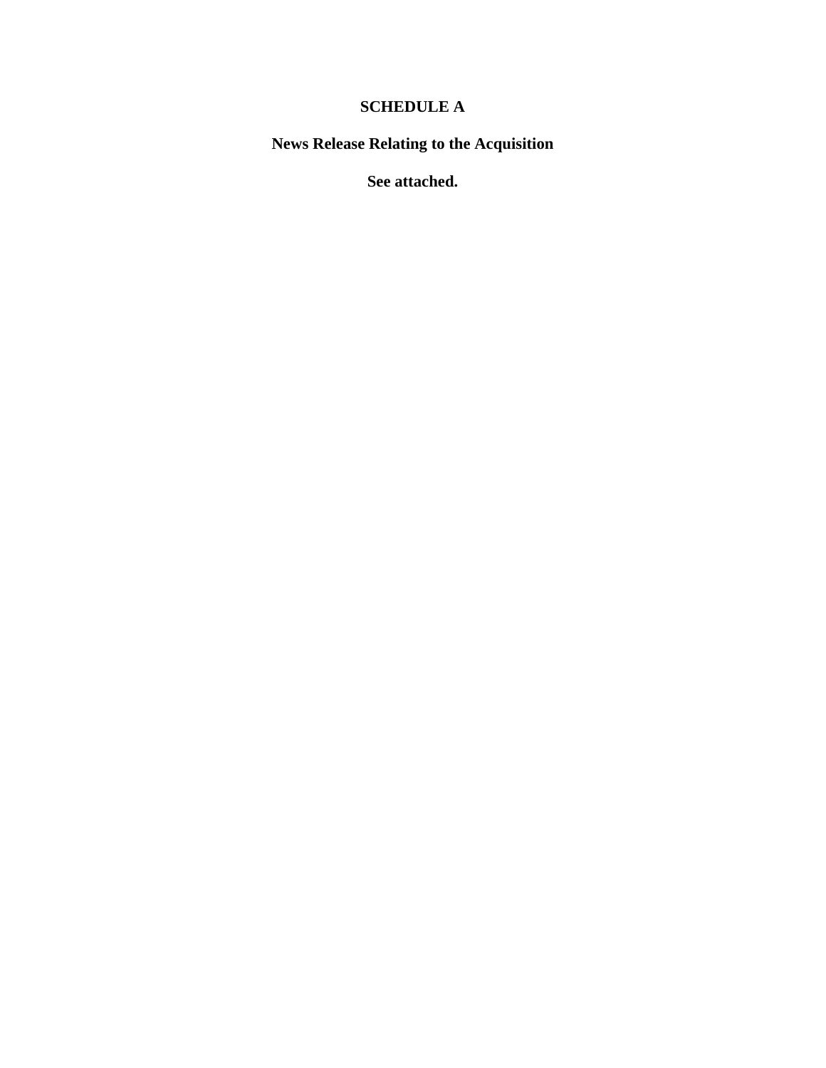# SCHEDULE A

## News Release Relating to the Acquisition

**See attached.**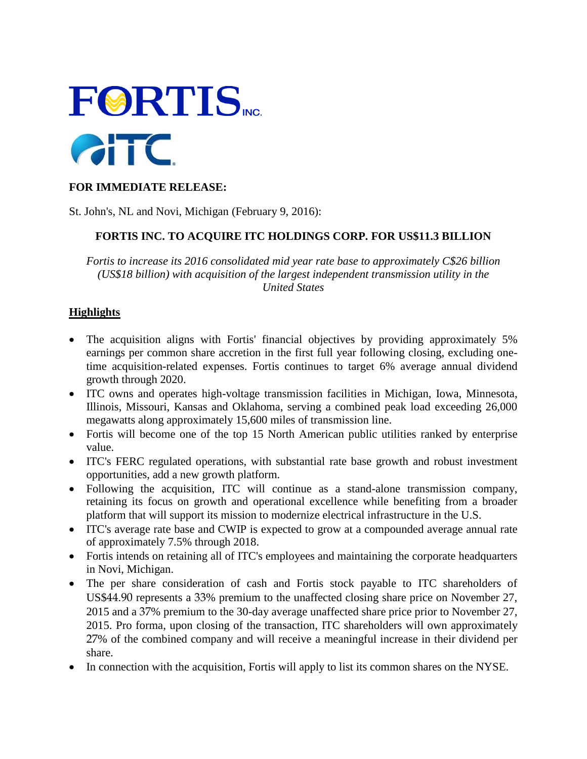**FOR IMMEDIATE RELEASE:**

St. John's, NL and Novi, Michigan (February 9, 2016):

## FORTIS INC. TO ACQUIRE ITC HOLDINGS CORP. FOR US$11.3 BILLION

*Fortis to increase its 2016 consolidated mid year rate base to approximately C$26 billion (US$18 billion) with acquisition of the largest independent transmission utility in the United States*

### Highlights

- The acquisition aligns with Fortis' financial objectives by providing approximately 5% earnings per common share accretion in the first full year following closing, excluding one-time acquisition-related expenses. Fortis continues to target 6% average annual dividend growth through 2020.
- ITC owns and operates high-voltage transmission facilities in Michigan, Iowa, Minnesota, Illinois, Missouri, Kansas and Oklahoma, serving a combined peak load exceeding 26,000 megawatts along approximately 15,600 miles of transmission line.
- Fortis will become one of the top 15 North American public utilities ranked by enterprise value.
- ITC's FERC regulated operations, with substantial rate base growth and robust investment opportunities, add a new growth platform.
- Following the acquisition, ITC will continue as a stand-alone transmission company, retaining its focus on growth and operational excellence while benefiting from a broader platform that will support its mission to modernize electrical infrastructure in the U.S.
- ITC's average rate base and CWIP is expected to grow at a compounded average annual rate of approximately 7.5% through 2018.
- Fortis intends on retaining all of ITC's employees and maintaining the corporate headquarters in Novi, Michigan.
- The per share consideration of cash and Fortis stock payable to ITC shareholders of US$44.90 represents a 33% premium to the unaffected closing share price on November 27, 2015 and a 37% premium to the 30-day average unaffected share price prior to November 27, 2015. Pro forma, upon closing of the transaction, ITC shareholders will own approximately 27% of the combined company and will receive a meaningful increase in their dividend per share.
- In connection with the acquisition, Fortis will apply to list its common shares on the NYSE.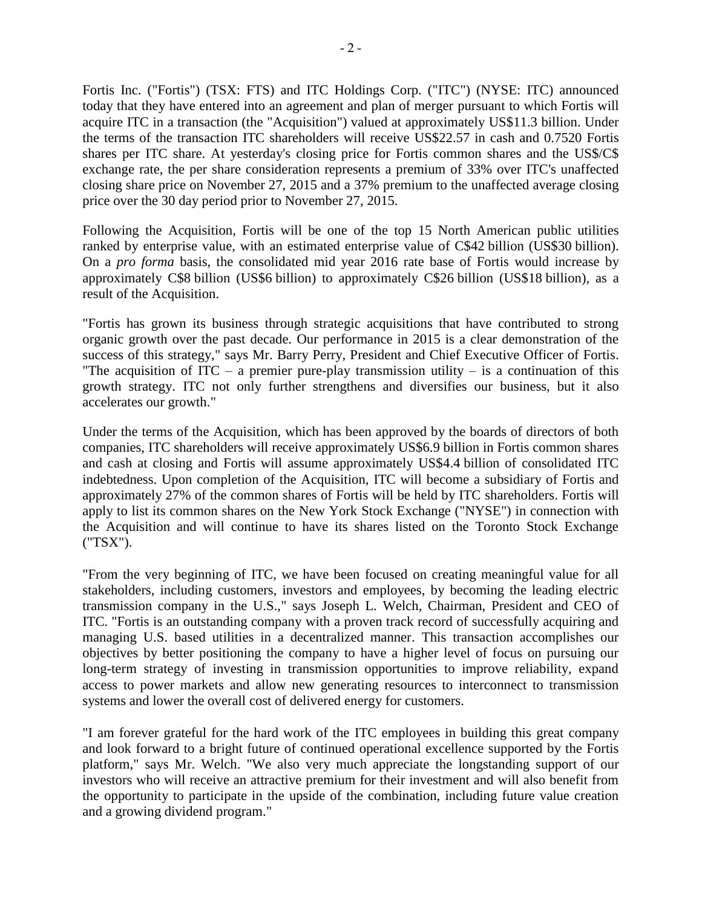Fortis Inc. ("Fortis") (TSX: FTS) and ITC Holdings Corp. ("ITC") (NYSE: ITC) announced today that they have entered into an agreement and plan of merger pursuant to which Fortis will acquire ITC in a transaction (the "Acquisition") valued at approximately US$11.3 billion. Under the terms of the transaction ITC shareholders will receive US$22.57 in cash and 0.7520 Fortis shares per ITC share. At yesterday's closing price for Fortis common shares and the US$/C$ exchange rate, the per share consideration represents a premium of 33% over ITC's unaffected closing share price on November 27, 2015 and a 37% premium to the unaffected average closing price over the 30 day period prior to November 27, 2015.

Following the Acquisition, Fortis will be one of the top 15 North American public utilities ranked by enterprise value, with an estimated enterprise value of C$42 billion (US$30 billion). On a *pro forma* basis, the consolidated mid year 2016 rate base of Fortis would increase by approximately C$8 billion (US$6 billion) to approximately C$26 billion (US$18 billion), as a result of the Acquisition.

"Fortis has grown its business through strategic acquisitions that have contributed to strong organic growth over the past decade. Our performance in 2015 is a clear demonstration of the success of this strategy," says Mr. Barry Perry, President and Chief Executive Officer of Fortis. "The acquisition of ITC – a premier pure-play transmission utility – is a continuation of this growth strategy. ITC not only further strengthens and diversifies our business, but it also accelerates our growth."

Under the terms of the Acquisition, which has been approved by the boards of directors of both companies, ITC shareholders will receive approximately US$6.9 billion in Fortis common shares and cash at closing and Fortis will assume approximately US$4.4 billion of consolidated ITC indebtedness. Upon completion of the Acquisition, ITC will become a subsidiary of Fortis and approximately 27% of the common shares of Fortis will be held by ITC shareholders. Fortis will apply to list its common shares on the New York Stock Exchange ("NYSE") in connection with the Acquisition and will continue to have its shares listed on the Toronto Stock Exchange ("TSX").

"From the very beginning of ITC, we have been focused on creating meaningful value for all stakeholders, including customers, investors and employees, by becoming the leading electric transmission company in the U.S.," says Joseph L. Welch, Chairman, President and CEO of ITC. "Fortis is an outstanding company with a proven track record of successfully acquiring and managing U.S. based utilities in a decentralized manner. This transaction accomplishes our objectives by better positioning the company to have a higher level of focus on pursuing our long-term strategy of investing in transmission opportunities to improve reliability, expand access to power markets and allow new generating resources to interconnect to transmission systems and lower the overall cost of delivered energy for customers.

"I am forever grateful for the hard work of the ITC employees in building this great company and look forward to a bright future of continued operational excellence supported by the Fortis platform," says Mr. Welch. "We also very much appreciate the longstanding support of our investors who will receive an attractive premium for their investment and will also benefit from the opportunity to participate in the upside of the combination, including future value creation and a growing dividend program."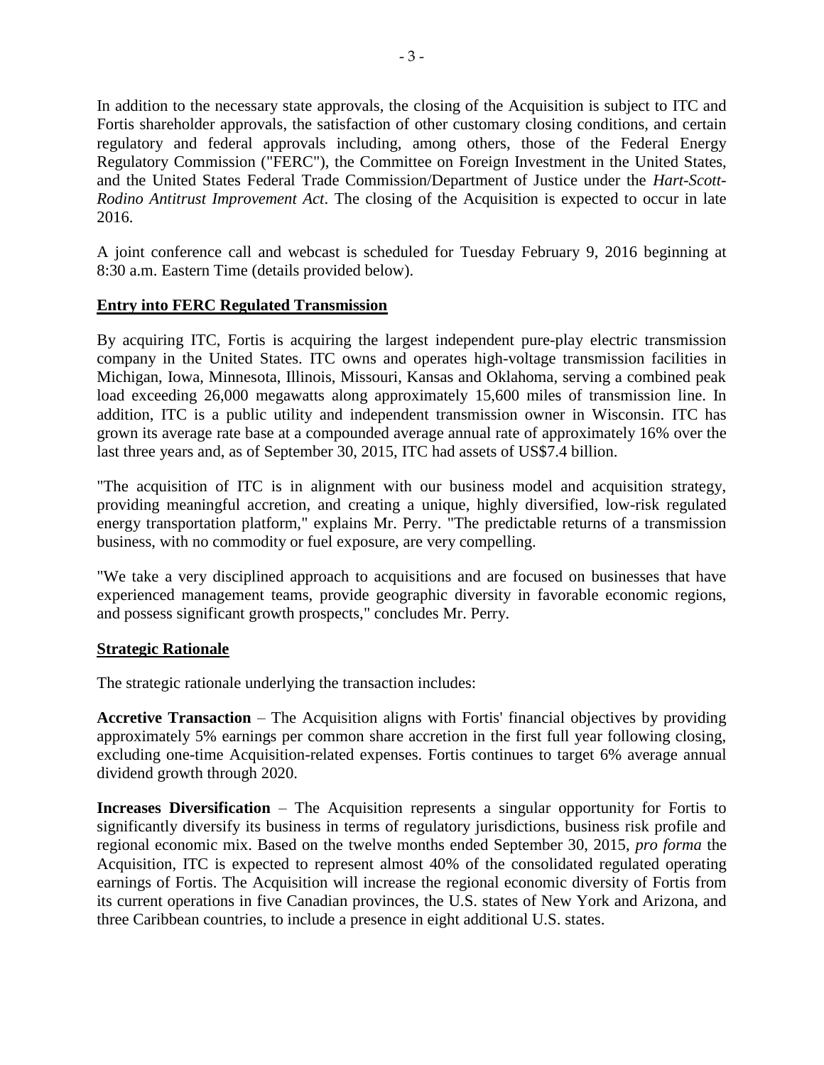In addition to the necessary state approvals, the closing of the Acquisition is subject to ITC and Fortis shareholder approvals, the satisfaction of other customary closing conditions, and certain regulatory and federal approvals including, among others, those of the Federal Energy Regulatory Commission ("FERC"), the Committee on Foreign Investment in the United States, and the United States Federal Trade Commission/Department of Justice under the *Hart-Scott-Rodino Antitrust Improvement Act*. The closing of the Acquisition is expected to occur in late 2016.

A joint conference call and webcast is scheduled for Tuesday February 9, 2016 beginning at 8:30 a.m. Eastern Time (details provided below).

**Entry into FERC Regulated Transmission**

By acquiring ITC, Fortis is acquiring the largest independent pure-play electric transmission company in the United States. ITC owns and operates high-voltage transmission facilities in Michigan, Iowa, Minnesota, Illinois, Missouri, Kansas and Oklahoma, serving a combined peak load exceeding 26,000 megawatts along approximately 15,600 miles of transmission line. In addition, ITC is a public utility and independent transmission owner in Wisconsin. ITC has grown its average rate base at a compounded average annual rate of approximately 16% over the last three years and, as of September 30, 2015, ITC had assets of US$7.4 billion.

"The acquisition of ITC is in alignment with our business model and acquisition strategy, providing meaningful accretion, and creating a unique, highly diversified, low-risk regulated energy transportation platform," explains Mr. Perry. "The predictable returns of a transmission business, with no commodity or fuel exposure, are very compelling.

"We take a very disciplined approach to acquisitions and are focused on businesses that have experienced management teams, provide geographic diversity in favorable economic regions, and possess significant growth prospects," concludes Mr. Perry.

**Strategic Rationale**

The strategic rationale underlying the transaction includes:

**Accretive Transaction** – The Acquisition aligns with Fortis' financial objectives by providing approximately 5% earnings per common share accretion in the first full year following closing, excluding one-time Acquisition-related expenses. Fortis continues to target 6% average annual dividend growth through 2020.

**Increases Diversification** – The Acquisition represents a singular opportunity for Fortis to significantly diversify its business in terms of regulatory jurisdictions, business risk profile and regional economic mix. Based on the twelve months ended September 30, 2015, *pro forma* the Acquisition, ITC is expected to represent almost 40% of the consolidated regulated operating earnings of Fortis. The Acquisition will increase the regional economic diversity of Fortis from its current operations in five Canadian provinces, the U.S. states of New York and Arizona, and three Caribbean countries, to include a presence in eight additional U.S. states.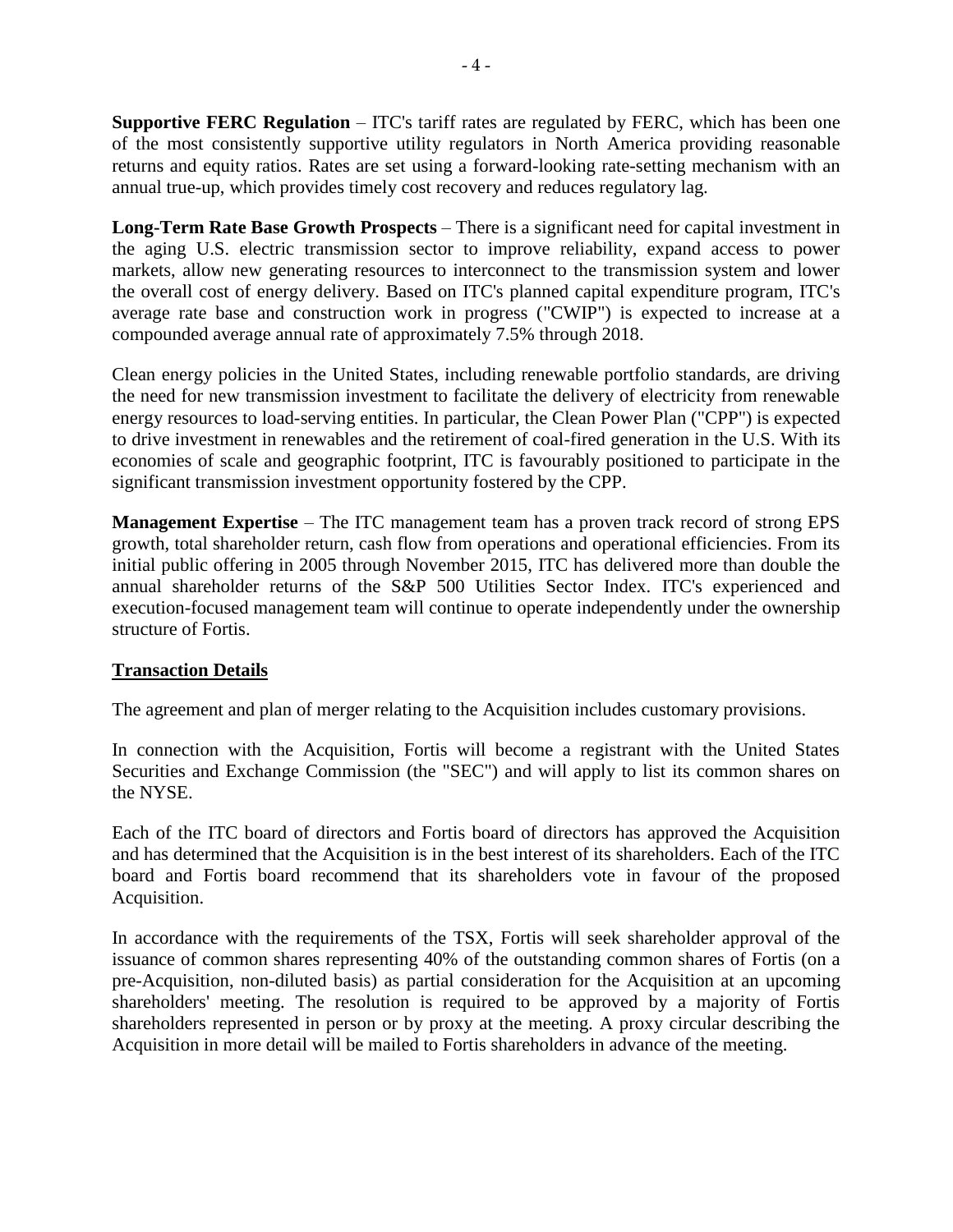**Supportive FERC Regulation** – ITC's tariff rates are regulated by FERC, which has been one of the most consistently supportive utility regulators in North America providing reasonable returns and equity ratios. Rates are set using a forward-looking rate-setting mechanism with an annual true-up, which provides timely cost recovery and reduces regulatory lag.

**Long-Term Rate Base Growth Prospects** – There is a significant need for capital investment in the aging U.S. electric transmission sector to improve reliability, expand access to power markets, allow new generating resources to interconnect to the transmission system and lower the overall cost of energy delivery. Based on ITC's planned capital expenditure program, ITC's average rate base and construction work in progress ("CWIP") is expected to increase at a compounded average annual rate of approximately 7.5% through 2018.

Clean energy policies in the United States, including renewable portfolio standards, are driving the need for new transmission investment to facilitate the delivery of electricity from renewable energy resources to load-serving entities. In particular, the Clean Power Plan ("CPP") is expected to drive investment in renewables and the retirement of coal-fired generation in the U.S. With its economies of scale and geographic footprint, ITC is favourably positioned to participate in the significant transmission investment opportunity fostered by the CPP.

**Management Expertise** – The ITC management team has a proven track record of strong EPS growth, total shareholder return, cash flow from operations and operational efficiencies. From its initial public offering in 2005 through November 2015, ITC has delivered more than double the annual shareholder returns of the S&P 500 Utilities Sector Index. ITC's experienced and execution-focused management team will continue to operate independently under the ownership structure of Fortis.

## Transaction Details

The agreement and plan of merger relating to the Acquisition includes customary provisions.

In connection with the Acquisition, Fortis will become a registrant with the United States Securities and Exchange Commission (the "SEC") and will apply to list its common shares on the NYSE.

Each of the ITC board of directors and Fortis board of directors has approved the Acquisition and has determined that the Acquisition is in the best interest of its shareholders. Each of the ITC board and Fortis board recommend that its shareholders vote in favour of the proposed Acquisition.

In accordance with the requirements of the TSX, Fortis will seek shareholder approval of the issuance of common shares representing 40% of the outstanding common shares of Fortis (on a pre-Acquisition, non-diluted basis) as partial consideration for the Acquisition at an upcoming shareholders' meeting. The resolution is required to be approved by a majority of Fortis shareholders represented in person or by proxy at the meeting. A proxy circular describing the Acquisition in more detail will be mailed to Fortis shareholders in advance of the meeting.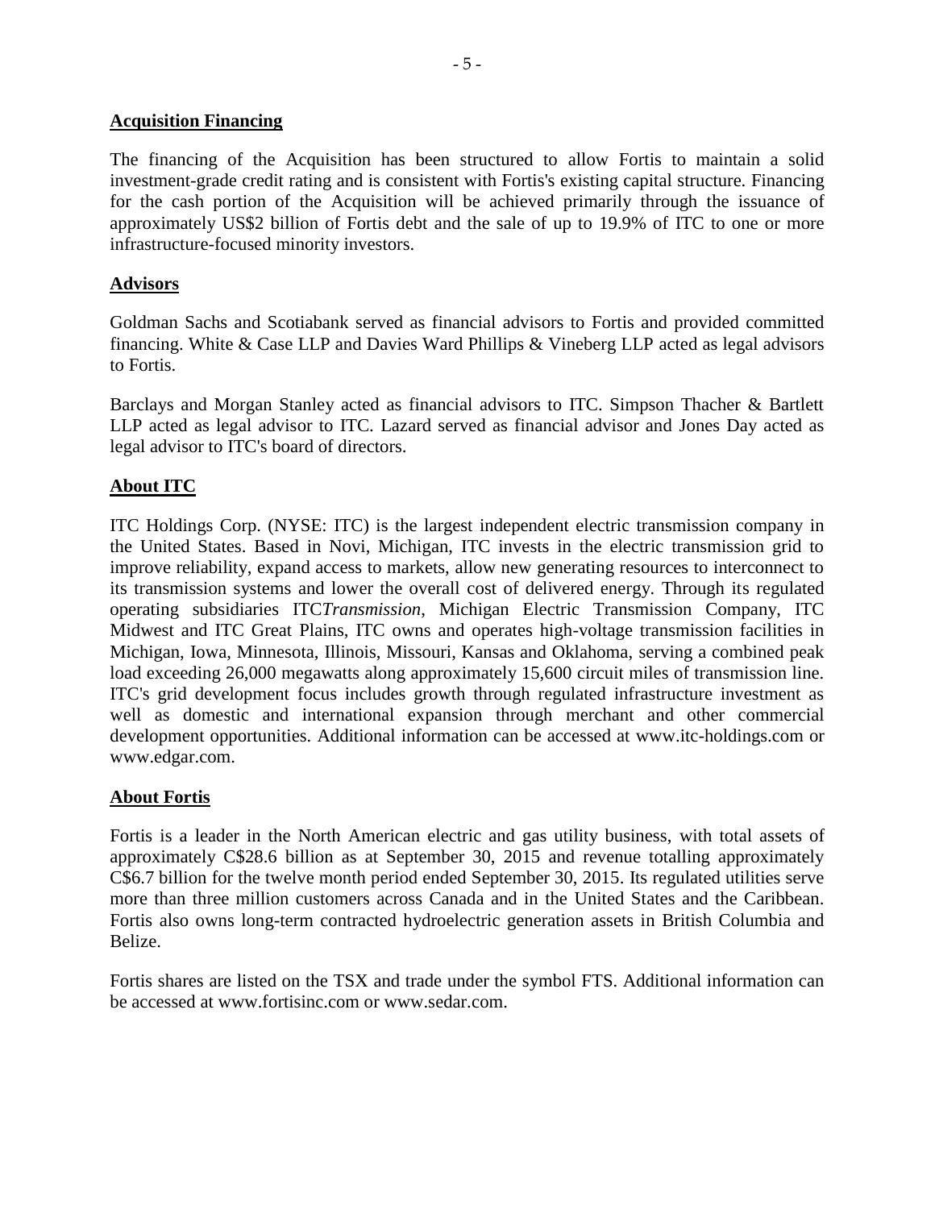## Acquisition Financing

The financing of the Acquisition has been structured to allow Fortis to maintain a solid investment-grade credit rating and is consistent with Fortis's existing capital structure. Financing for the cash portion of the Acquisition will be achieved primarily through the issuance of approximately US$2 billion of Fortis debt and the sale of up to 19.9% of ITC to one or more infrastructure-focused minority investors.

## Advisors

Goldman Sachs and Scotiabank served as financial advisors to Fortis and provided committed financing. White & Case LLP and Davies Ward Phillips & Vineberg LLP acted as legal advisors to Fortis.

Barclays and Morgan Stanley acted as financial advisors to ITC. Simpson Thacher & Bartlett LLP acted as legal advisor to ITC. Lazard served as financial advisor and Jones Day acted as legal advisor to ITC's board of directors.

## About ITC

ITC Holdings Corp. (NYSE: ITC) is the largest independent electric transmission company in the United States. Based in Novi, Michigan, ITC invests in the electric transmission grid to improve reliability, expand access to markets, allow new generating resources to interconnect to its transmission systems and lower the overall cost of delivered energy. Through its regulated operating subsidiaries ITC*Transmission*, Michigan Electric Transmission Company, ITC Midwest and ITC Great Plains, ITC owns and operates high-voltage transmission facilities in Michigan, Iowa, Minnesota, Illinois, Missouri, Kansas and Oklahoma, serving a combined peak load exceeding 26,000 megawatts along approximately 15,600 circuit miles of transmission line. ITC's grid development focus includes growth through regulated infrastructure investment as well as domestic and international expansion through merchant and other commercial development opportunities. Additional information can be accessed at www.itc-holdings.com or www.edgar.com.

## About Fortis

Fortis is a leader in the North American electric and gas utility business, with total assets of approximately C$28.6 billion as at September 30, 2015 and revenue totalling approximately C$6.7 billion for the twelve month period ended September 30, 2015. Its regulated utilities serve more than three million customers across Canada and in the United States and the Caribbean. Fortis also owns long-term contracted hydroelectric generation assets in British Columbia and Belize.

Fortis shares are listed on the TSX and trade under the symbol FTS. Additional information can be accessed at www.fortisinc.com or www.sedar.com.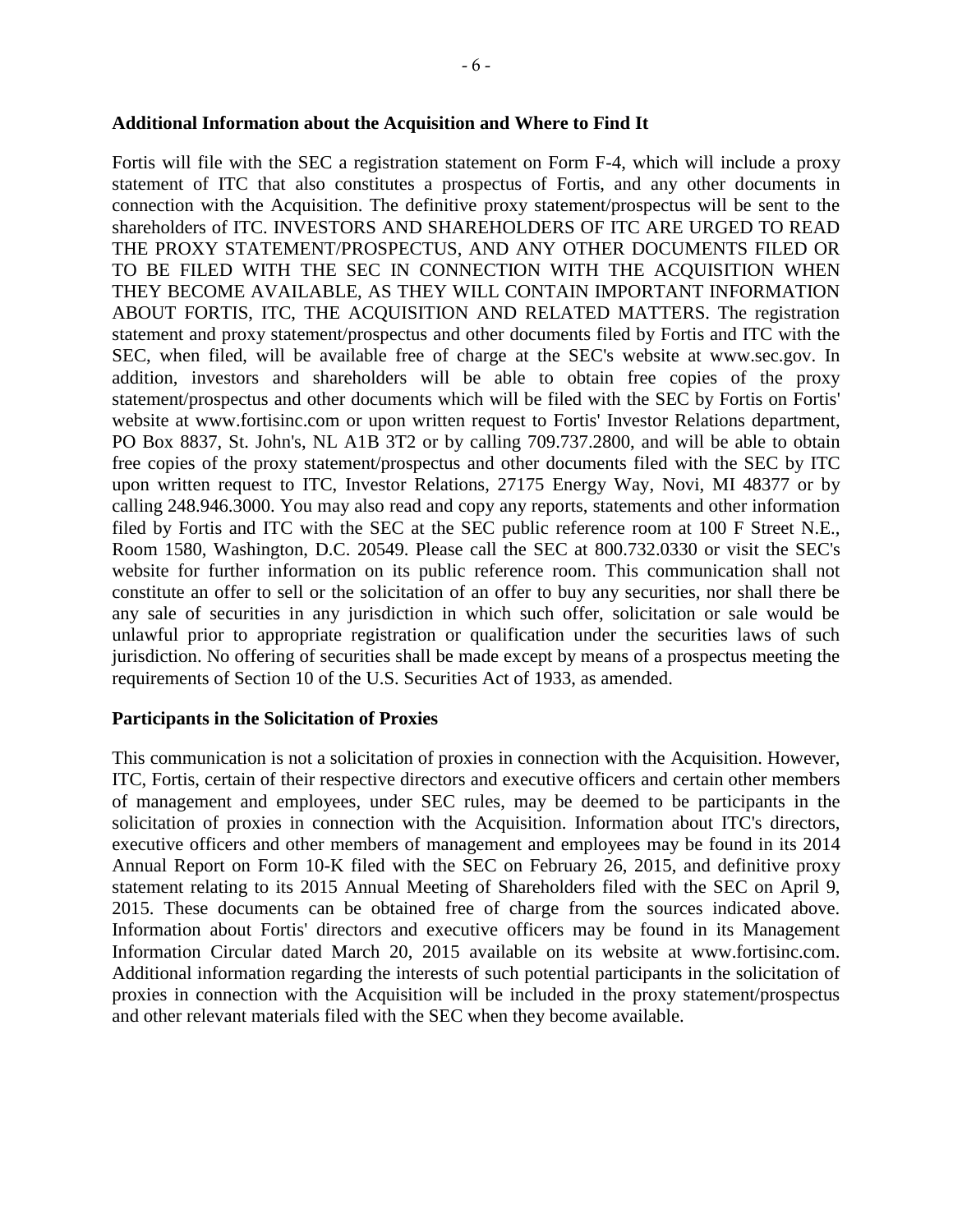**Additional Information about the Acquisition and Where to Find It**

Fortis will file with the SEC a registration statement on Form F-4, which will include a proxy statement of ITC that also constitutes a prospectus of Fortis, and any other documents in connection with the Acquisition. The definitive proxy statement/prospectus will be sent to the shareholders of ITC. INVESTORS AND SHAREHOLDERS OF ITC ARE URGED TO READ THE PROXY STATEMENT/PROSPECTUS, AND ANY OTHER DOCUMENTS FILED OR TO BE FILED WITH THE SEC IN CONNECTION WITH THE ACQUISITION WHEN THEY BECOME AVAILABLE, AS THEY WILL CONTAIN IMPORTANT INFORMATION ABOUT FORTIS, ITC, THE ACQUISITION AND RELATED MATTERS. The registration statement and proxy statement/prospectus and other documents filed by Fortis and ITC with the SEC, when filed, will be available free of charge at the SEC's website at www.sec.gov. In addition, investors and shareholders will be able to obtain free copies of the proxy statement/prospectus and other documents which will be filed with the SEC by Fortis on Fortis' website at www.fortisinc.com or upon written request to Fortis' Investor Relations department, PO Box 8837, St. John's, NL A1B 3T2 or by calling 709.737.2800, and will be able to obtain free copies of the proxy statement/prospectus and other documents filed with the SEC by ITC upon written request to ITC, Investor Relations, 27175 Energy Way, Novi, MI 48377 or by calling 248.946.3000. You may also read and copy any reports, statements and other information filed by Fortis and ITC with the SEC at the SEC public reference room at 100 F Street N.E., Room 1580, Washington, D.C. 20549. Please call the SEC at 800.732.0330 or visit the SEC's website for further information on its public reference room. This communication shall not constitute an offer to sell or the solicitation of an offer to buy any securities, nor shall there be any sale of securities in any jurisdiction in which such offer, solicitation or sale would be unlawful prior to appropriate registration or qualification under the securities laws of such jurisdiction. No offering of securities shall be made except by means of a prospectus meeting the requirements of Section 10 of the U.S. Securities Act of 1933, as amended.

**Participants in the Solicitation of Proxies**

This communication is not a solicitation of proxies in connection with the Acquisition. However, ITC, Fortis, certain of their respective directors and executive officers and certain other members of management and employees, under SEC rules, may be deemed to be participants in the solicitation of proxies in connection with the Acquisition. Information about ITC's directors, executive officers and other members of management and employees may be found in its 2014 Annual Report on Form 10-K filed with the SEC on February 26, 2015, and definitive proxy statement relating to its 2015 Annual Meeting of Shareholders filed with the SEC on April 9, 2015. These documents can be obtained free of charge from the sources indicated above. Information about Fortis' directors and executive officers may be found in its Management Information Circular dated March 20, 2015 available on its website at www.fortisinc.com. Additional information regarding the interests of such potential participants in the solicitation of proxies in connection with the Acquisition will be included in the proxy statement/prospectus and other relevant materials filed with the SEC when they become available.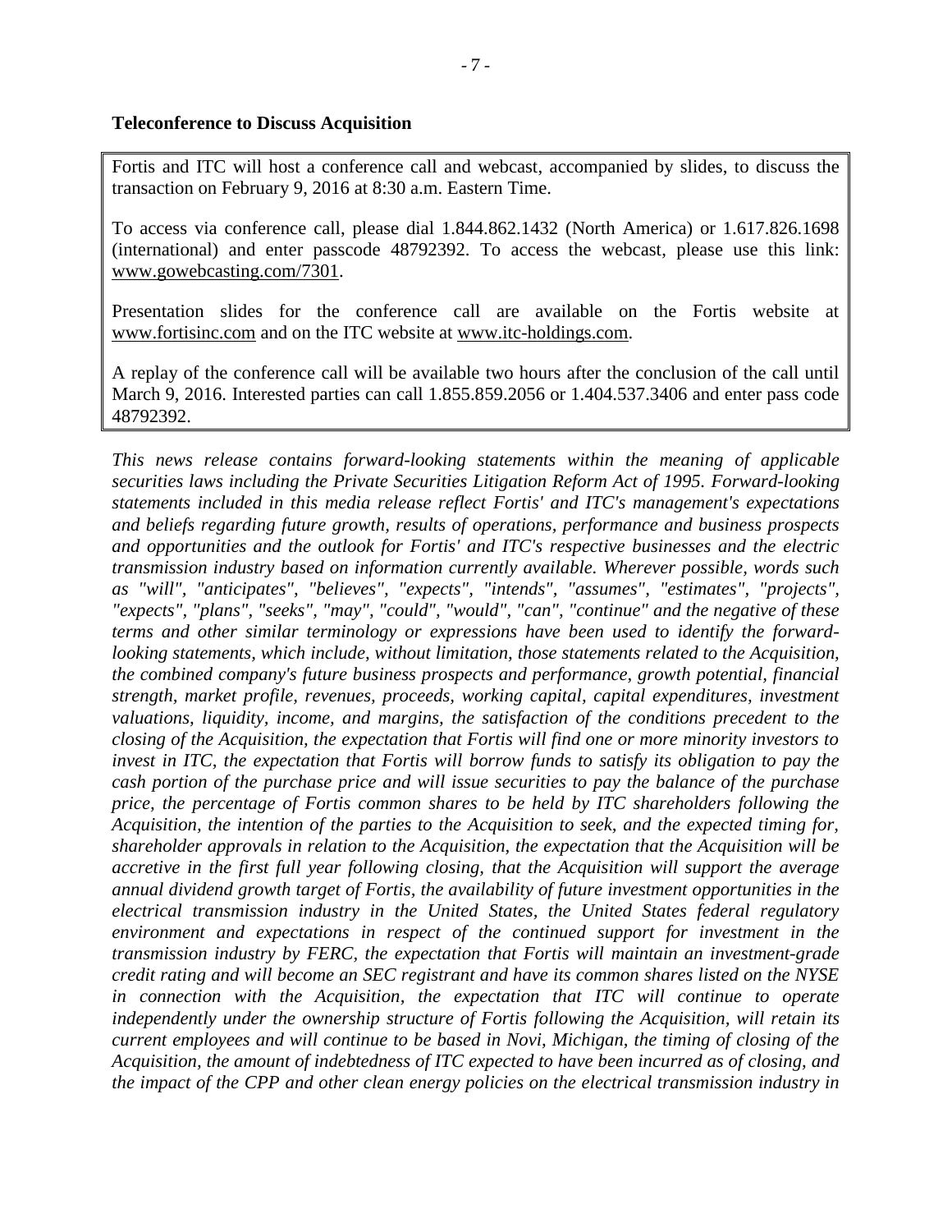**Teleconference to Discuss Acquisition**

Fortis and ITC will host a conference call and webcast, accompanied by slides, to discuss the transaction on February 9, 2016 at 8:30 a.m. Eastern Time.

To access via conference call, please dial 1.844.862.1432 (North America) or 1.617.826.1698 (international) and enter passcode 48792392. To access the webcast, please use this link: www.gowebcasting.com/7301.

Presentation slides for the conference call are available on the Fortis website at www.fortisinc.com and on the ITC website at www.itc-holdings.com.

A replay of the conference call will be available two hours after the conclusion of the call until March 9, 2016. Interested parties can call 1.855.859.2056 or 1.404.537.3406 and enter pass code 48792392.

*This news release contains forward-looking statements within the meaning of applicable securities laws including the Private Securities Litigation Reform Act of 1995. Forward-looking statements included in this media release reflect Fortis' and ITC's management's expectations and beliefs regarding future growth, results of operations, performance and business prospects and opportunities and the outlook for Fortis' and ITC's respective businesses and the electric transmission industry based on information currently available. Wherever possible, words such as "will", "anticipates", "believes", "expects", "intends", "assumes", "estimates", "projects", "expects", "plans", "seeks", "may", "could", "would", "can", "continue" and the negative of these terms and other similar terminology or expressions have been used to identify the forward-looking statements, which include, without limitation, those statements related to the Acquisition, the combined company's future business prospects and performance, growth potential, financial strength, market profile, revenues, proceeds, working capital, capital expenditures, investment valuations, liquidity, income, and margins, the satisfaction of the conditions precedent to the closing of the Acquisition, the expectation that Fortis will find one or more minority investors to invest in ITC, the expectation that Fortis will borrow funds to satisfy its obligation to pay the cash portion of the purchase price and will issue securities to pay the balance of the purchase price, the percentage of Fortis common shares to be held by ITC shareholders following the Acquisition, the intention of the parties to the Acquisition to seek, and the expected timing for, shareholder approvals in relation to the Acquisition, the expectation that the Acquisition will be accretive in the first full year following closing, that the Acquisition will support the average annual dividend growth target of Fortis, the availability of future investment opportunities in the electrical transmission industry in the United States, the United States federal regulatory environment and expectations in respect of the continued support for investment in the transmission industry by FERC, the expectation that Fortis will maintain an investment-grade credit rating and will become an SEC registrant and have its common shares listed on the NYSE in connection with the Acquisition, the expectation that ITC will continue to operate independently under the ownership structure of Fortis following the Acquisition, will retain its current employees and will continue to be based in Novi, Michigan, the timing of closing of the Acquisition, the amount of indebtedness of ITC expected to have been incurred as of closing, and the impact of the CPP and other clean energy policies on the electrical transmission industry in*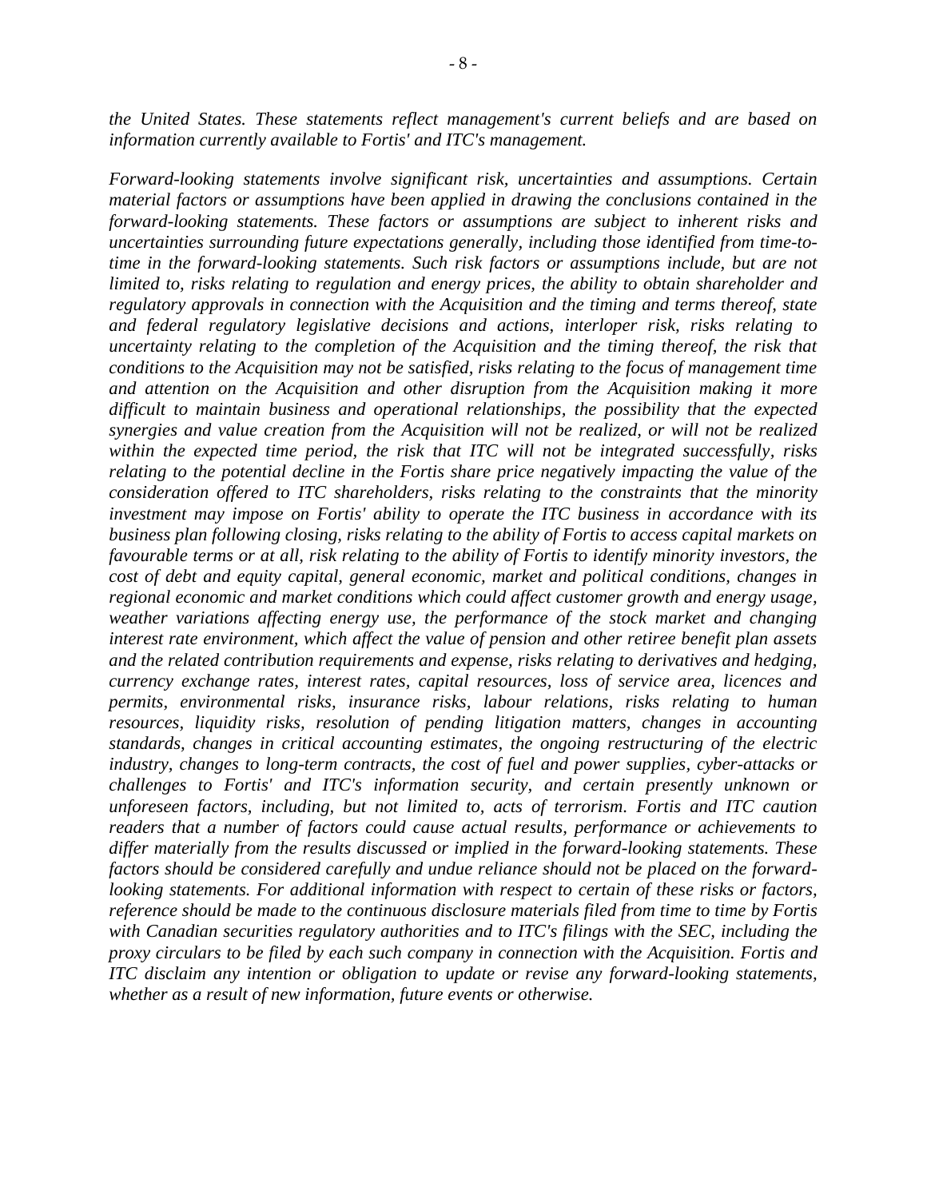*the United States. These statements reflect management's current beliefs and are based on information currently available to Fortis' and ITC's management.*

*Forward-looking statements involve significant risk, uncertainties and assumptions. Certain material factors or assumptions have been applied in drawing the conclusions contained in the forward-looking statements. These factors or assumptions are subject to inherent risks and uncertainties surrounding future expectations generally, including those identified from time-to-time in the forward-looking statements. Such risk factors or assumptions include, but are not limited to, risks relating to regulation and energy prices, the ability to obtain shareholder and regulatory approvals in connection with the Acquisition and the timing and terms thereof, state and federal regulatory legislative decisions and actions, interloper risk, risks relating to uncertainty relating to the completion of the Acquisition and the timing thereof, the risk that conditions to the Acquisition may not be satisfied, risks relating to the focus of management time and attention on the Acquisition and other disruption from the Acquisition making it more difficult to maintain business and operational relationships, the possibility that the expected synergies and value creation from the Acquisition will not be realized, or will not be realized within the expected time period, the risk that ITC will not be integrated successfully, risks relating to the potential decline in the Fortis share price negatively impacting the value of the consideration offered to ITC shareholders, risks relating to the constraints that the minority investment may impose on Fortis' ability to operate the ITC business in accordance with its business plan following closing, risks relating to the ability of Fortis to access capital markets on favourable terms or at all, risk relating to the ability of Fortis to identify minority investors, the cost of debt and equity capital, general economic, market and political conditions, changes in regional economic and market conditions which could affect customer growth and energy usage, weather variations affecting energy use, the performance of the stock market and changing interest rate environment, which affect the value of pension and other retiree benefit plan assets and the related contribution requirements and expense, risks relating to derivatives and hedging, currency exchange rates, interest rates, capital resources, loss of service area, licences and permits, environmental risks, insurance risks, labour relations, risks relating to human resources, liquidity risks, resolution of pending litigation matters, changes in accounting standards, changes in critical accounting estimates, the ongoing restructuring of the electric industry, changes to long-term contracts, the cost of fuel and power supplies, cyber-attacks or challenges to Fortis' and ITC's information security, and certain presently unknown or unforeseen factors, including, but not limited to, acts of terrorism. Fortis and ITC caution readers that a number of factors could cause actual results, performance or achievements to differ materially from the results discussed or implied in the forward-looking statements. These factors should be considered carefully and undue reliance should not be placed on the forward-looking statements. For additional information with respect to certain of these risks or factors, reference should be made to the continuous disclosure materials filed from time to time by Fortis with Canadian securities regulatory authorities and to ITC's filings with the SEC, including the proxy circulars to be filed by each such company in connection with the Acquisition. Fortis and ITC disclaim any intention or obligation to update or revise any forward-looking statements, whether as a result of new information, future events or otherwise.*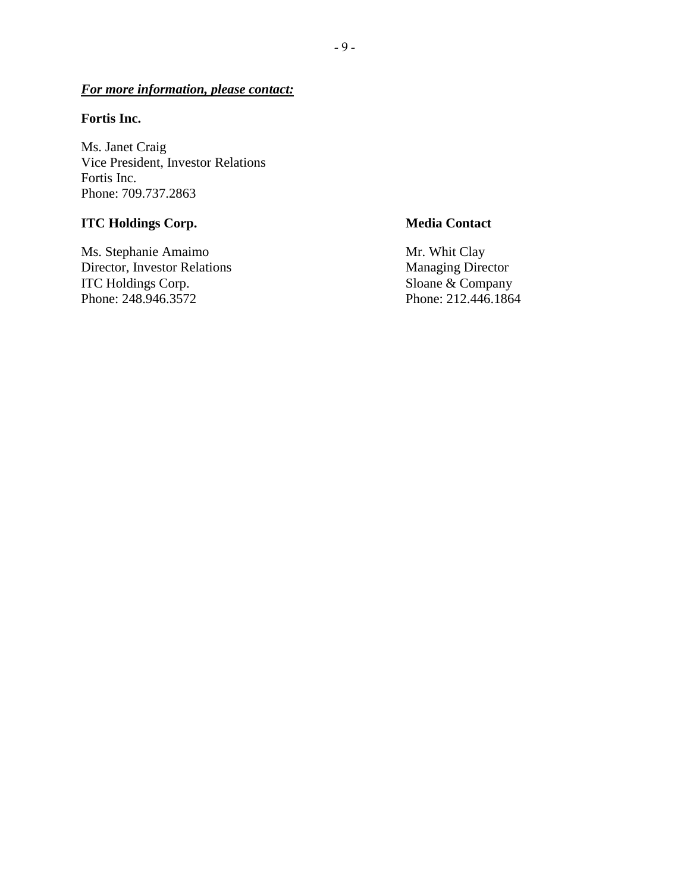***For more information, please contact:***

**Fortis Inc.**

Ms. Janet Craig
Vice President, Investor Relations
Fortis Inc.
Phone: 709.737.2863

**ITC Holdings Corp.**

Ms. Stephanie Amaimo
Director, Investor Relations
ITC Holdings Corp.
Phone: 248.946.3572

**Media Contact**

Mr. Whit Clay
Managing Director
Sloane & Company
Phone: 212.446.1864